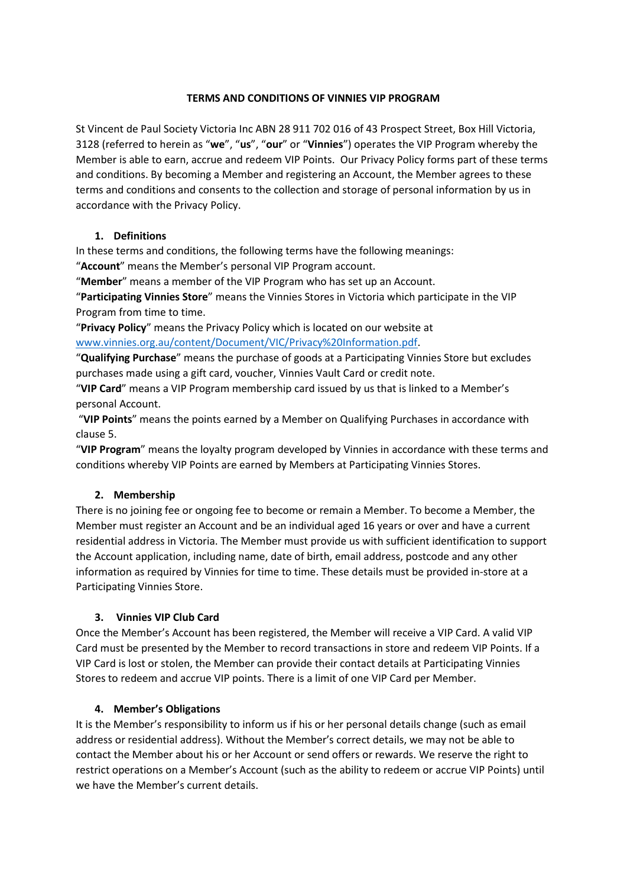# TERMS AND CONDITIONS OF VINNIES VIP PROGRAM

St Vincent de Paul Society Victoria Inc ABN 28 911 702 016 of 43 Prospect Street, Box Hill Victoria, 3128 (referred to herein as "**we**", "**us**", "**our**" or "**Vinnies**") operates the VIP Program whereby the Member is able to earn, accrue and redeem VIP Points. Our Privacy Policy forms part of these terms and conditions. By becoming a Member and registering an Account, the Member agrees to these terms and conditions and consents to the collection and storage of personal information by us in accordance with the Privacy Policy.

## 1. Definitions

In these terms and conditions, the following terms have the following meanings:

"**Account**" means the Member's personal VIP Program account.

"**Member**" means a member of the VIP Program who has set up an Account.

"**Participating Vinnies Store**" means the Vinnies Stores in Victoria which participate in the VIP Program from time to time.

"**Privacy Policy**" means the Privacy Policy which is located on our website at www.vinnies.org.au/content/Document/VIC/Privacy%20Information.pdf.

"**Qualifying Purchase**" means the purchase of goods at a Participating Vinnies Store but excludes purchases made using a gift card, voucher, Vinnies Vault Card or credit note.

"**VIP Card**" means a VIP Program membership card issued by us that is linked to a Member's personal Account.

"**VIP Points**" means the points earned by a Member on Qualifying Purchases in accordance with clause 5.

"**VIP Program**" means the loyalty program developed by Vinnies in accordance with these terms and conditions whereby VIP Points are earned by Members at Participating Vinnies Stores.

## 2. Membership

There is no joining fee or ongoing fee to become or remain a Member. To become a Member, the Member must register an Account and be an individual aged 16 years or over and have a current residential address in Victoria. The Member must provide us with sufficient identification to support the Account application, including name, date of birth, email address, postcode and any other information as required by Vinnies for time to time. These details must be provided in-store at a Participating Vinnies Store.

## 3. Vinnies VIP Club Card

Once the Member's Account has been registered, the Member will receive a VIP Card. A valid VIP Card must be presented by the Member to record transactions in store and redeem VIP Points. If a VIP Card is lost or stolen, the Member can provide their contact details at Participating Vinnies Stores to redeem and accrue VIP points. There is a limit of one VIP Card per Member.

## 4. Member's Obligations

It is the Member's responsibility to inform us if his or her personal details change (such as email address or residential address). Without the Member's correct details, we may not be able to contact the Member about his or her Account or send offers or rewards. We reserve the right to restrict operations on a Member's Account (such as the ability to redeem or accrue VIP Points) until we have the Member's current details.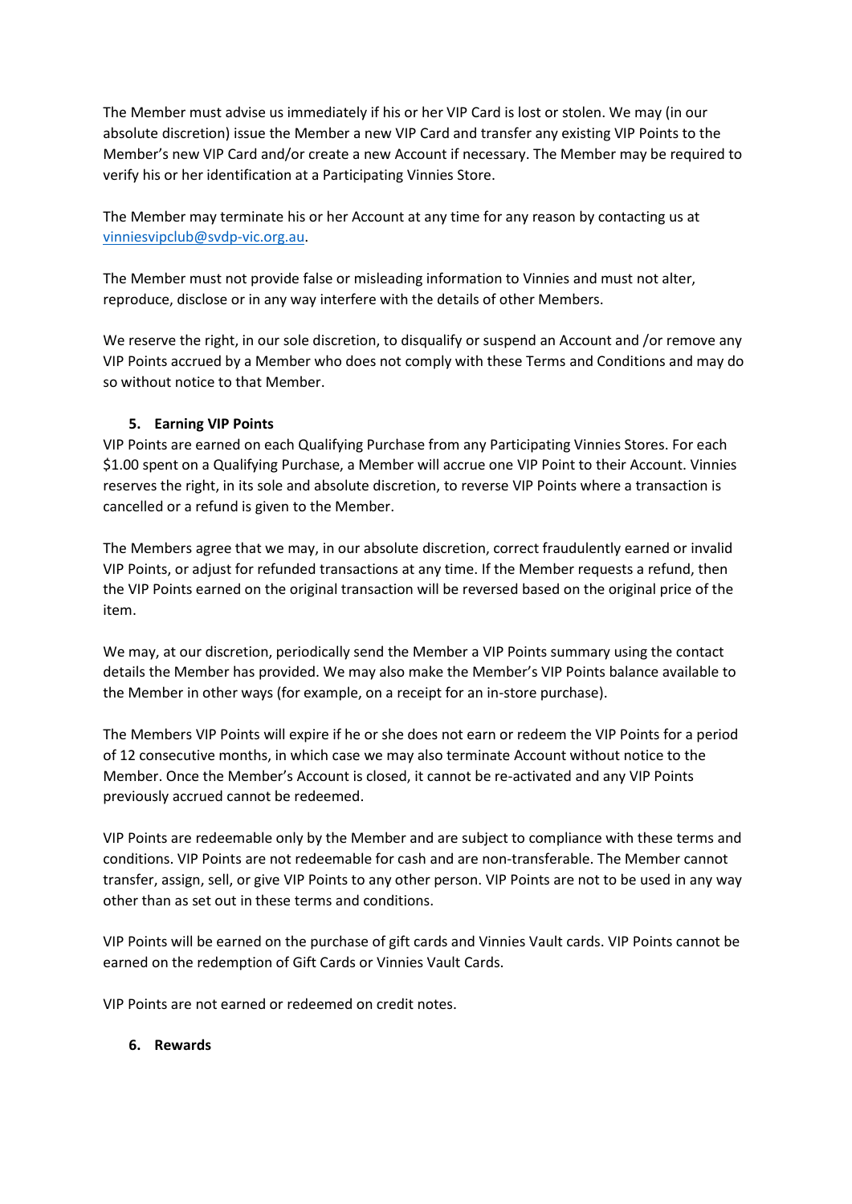The Member must advise us immediately if his or her VIP Card is lost or stolen. We may (in our absolute discretion) issue the Member a new VIP Card and transfer any existing VIP Points to the Member's new VIP Card and/or create a new Account if necessary. The Member may be required to verify his or her identification at a Participating Vinnies Store.

The Member may terminate his or her Account at any time for any reason by contacting us at [vinniesvipclub@svdp-vic.org.au](mailto:vinniesvipclub@svdp-vic.org.au).

The Member must not provide false or misleading information to Vinnies and must not alter, reproduce, disclose or in any way interfere with the details of other Members.

We reserve the right, in our sole discretion, to disqualify or suspend an Account and /or remove any VIP Points accrued by a Member who does not comply with these Terms and Conditions and may do so without notice to that Member.

## 5. Earning VIP Points

VIP Points are earned on each Qualifying Purchase from any Participating Vinnies Stores. For each $1.00 spent on a Qualifying Purchase, a Member will accrue one VIP Point to their Account. Vinnies reserves the right, in its sole and absolute discretion, to reverse VIP Points where a transaction is cancelled or a refund is given to the Member.

The Members agree that we may, in our absolute discretion, correct fraudulently earned or invalid VIP Points, or adjust for refunded transactions at any time. If the Member requests a refund, then the VIP Points earned on the original transaction will be reversed based on the original price of the item.

We may, at our discretion, periodically send the Member a VIP Points summary using the contact details the Member has provided. We may also make the Member's VIP Points balance available to the Member in other ways (for example, on a receipt for an in-store purchase).

The Members VIP Points will expire if he or she does not earn or redeem the VIP Points for a period of 12 consecutive months, in which case we may also terminate Account without notice to the Member. Once the Member's Account is closed, it cannot be re-activated and any VIP Points previously accrued cannot be redeemed.

VIP Points are redeemable only by the Member and are subject to compliance with these terms and conditions. VIP Points are not redeemable for cash and are non-transferable. The Member cannot transfer, assign, sell, or give VIP Points to any other person. VIP Points are not to be used in any way other than as set out in these terms and conditions.

VIP Points will be earned on the purchase of gift cards and Vinnies Vault cards. VIP Points cannot be earned on the redemption of Gift Cards or Vinnies Vault Cards.

VIP Points are not earned or redeemed on credit notes.

## 6. Rewards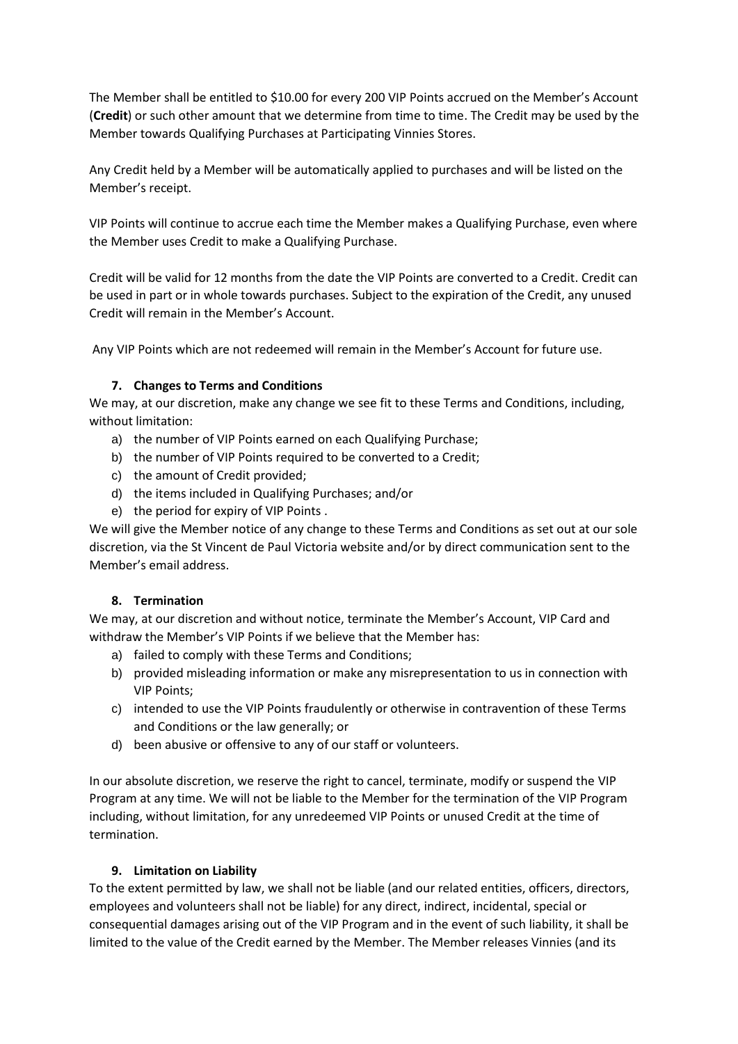The Member shall be entitled to $10.00 for every 200 VIP Points accrued on the Member's Account (**Credit**) or such other amount that we determine from time to time. The Credit may be used by the Member towards Qualifying Purchases at Participating Vinnies Stores.

Any Credit held by a Member will be automatically applied to purchases and will be listed on the Member's receipt.

VIP Points will continue to accrue each time the Member makes a Qualifying Purchase, even where the Member uses Credit to make a Qualifying Purchase.

Credit will be valid for 12 months from the date the VIP Points are converted to a Credit. Credit can be used in part or in whole towards purchases. Subject to the expiration of the Credit, any unused Credit will remain in the Member's Account.

Any VIP Points which are not redeemed will remain in the Member's Account for future use.

## 7. Changes to Terms and Conditions

We may, at our discretion, make any change we see fit to these Terms and Conditions, including, without limitation:

a) the number of VIP Points earned on each Qualifying Purchase;
b) the number of VIP Points required to be converted to a Credit;
c) the amount of Credit provided;
d) the items included in Qualifying Purchases; and/or
e) the period for expiry of VIP Points .

We will give the Member notice of any change to these Terms and Conditions as set out at our sole discretion, via the St Vincent de Paul Victoria website and/or by direct communication sent to the Member's email address.

## 8. Termination

We may, at our discretion and without notice, terminate the Member's Account, VIP Card and withdraw the Member's VIP Points if we believe that the Member has:

a) failed to comply with these Terms and Conditions;
b) provided misleading information or make any misrepresentation to us in connection with VIP Points;
c) intended to use the VIP Points fraudulently or otherwise in contravention of these Terms and Conditions or the law generally; or
d) been abusive or offensive to any of our staff or volunteers.

In our absolute discretion, we reserve the right to cancel, terminate, modify or suspend the VIP Program at any time. We will not be liable to the Member for the termination of the VIP Program including, without limitation, for any unredeemed VIP Points or unused Credit at the time of termination.

## 9. Limitation on Liability

To the extent permitted by law, we shall not be liable (and our related entities, officers, directors, employees and volunteers shall not be liable) for any direct, indirect, incidental, special or consequential damages arising out of the VIP Program and in the event of such liability, it shall be limited to the value of the Credit earned by the Member. The Member releases Vinnies (and its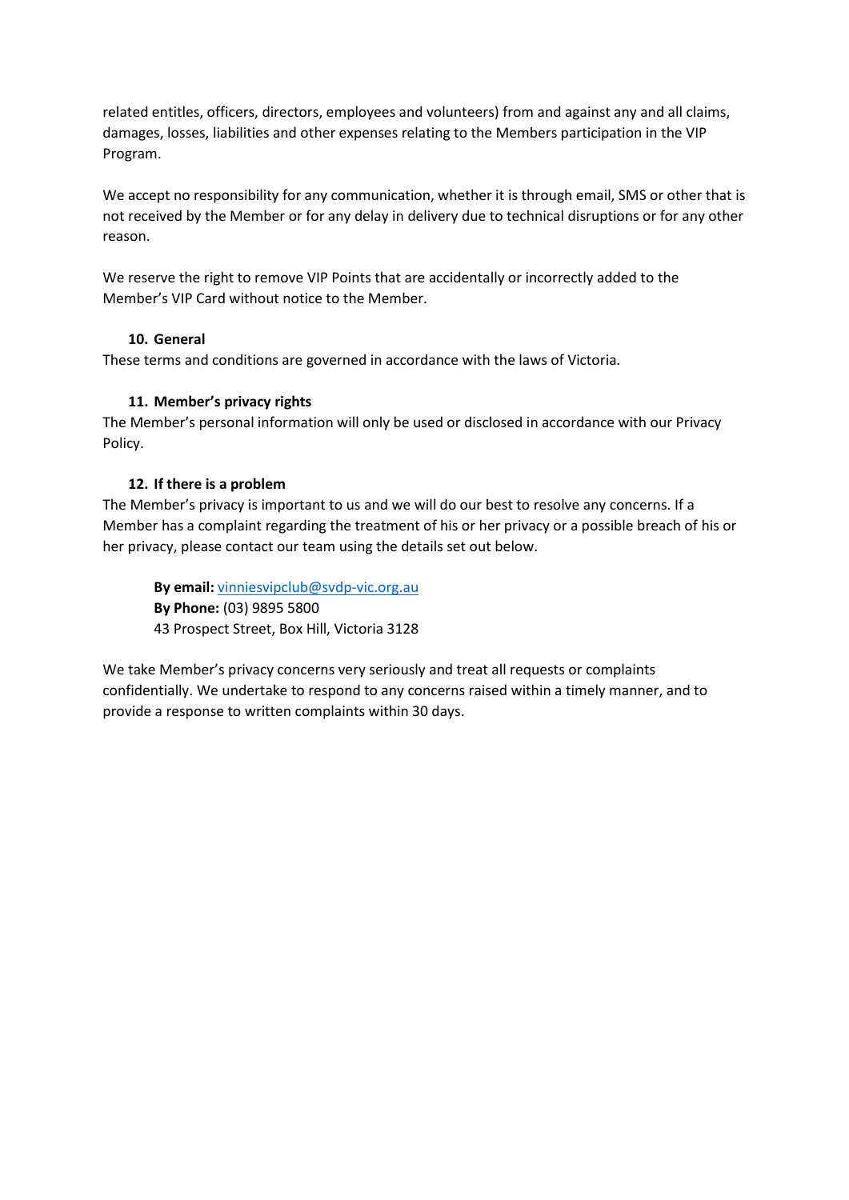related entitles, officers, directors, employees and volunteers) from and against any and all claims, damages, losses, liabilities and other expenses relating to the Members participation in the VIP Program.

We accept no responsibility for any communication, whether it is through email, SMS or other that is not received by the Member or for any delay in delivery due to technical disruptions or for any other reason.

We reserve the right to remove VIP Points that are accidentally or incorrectly added to the Member's VIP Card without notice to the Member.

**10. General**

These terms and conditions are governed in accordance with the laws of Victoria.

**11. Member's privacy rights**

The Member's personal information will only be used or disclosed in accordance with our Privacy Policy.

**12. If there is a problem**

The Member's privacy is important to us and we will do our best to resolve any concerns. If a Member has a complaint regarding the treatment of his or her privacy or a possible breach of his or her privacy, please contact our team using the details set out below.

**By email:** vinniesvipclub@svdp-vic.org.au
**By Phone:** (03) 9895 5800
43 Prospect Street, Box Hill, Victoria 3128

We take Member's privacy concerns very seriously and treat all requests or complaints confidentially. We undertake to respond to any concerns raised within a timely manner, and to provide a response to written complaints within 30 days.